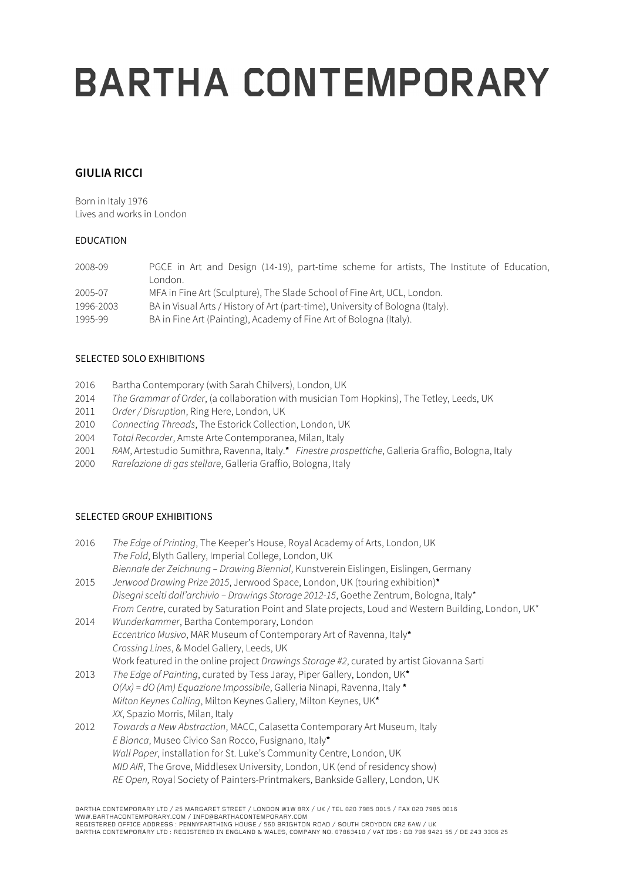# BARTHA CONTEMPORARY

## GIULIA RICCI

Born in Italy 1976
Lives and works in London

### EDUCATION

| | |
|---|---|
| 2008-09 | PGCE in Art and Design (14-19), part-time scheme for artists, The Institute of Education, London. |
| 2005-07 | MFA in Fine Art (Sculpture), The Slade School of Fine Art, UCL, London. |
| 1996-2003 | BA in Visual Arts / History of Art (part-time), University of Bologna (Italy). |
| 1995-99 | BA in Fine Art (Painting), Academy of Fine Art of Bologna (Italy). |

### SELECTED SOLO EXHIBITIONS

2016 Bartha Contemporary (with Sarah Chilvers), London, UK
2014 *The Grammar of Order*, (a collaboration with musician Tom Hopkins), The Tetley, Leeds, UK
2011 *Order / Disruption*, Ring Here, London, UK
2010 *Connecting Threads*, The Estorick Collection, London, UK
2004 *Total Recorder*, Amste Arte Contemporanea, Milan, Italy
2001 *RAM*, Artestudio Sumithra, Ravenna, Italy.* *Finestre prospettiche*, Galleria Graffio, Bologna, Italy
2000 *Rarefazione di gas stellare*, Galleria Graffio, Bologna, Italy

### SELECTED GROUP EXHIBITIONS

2016 *The Edge of Printing*, The Keeper's House, Royal Academy of Arts, London, UK
*The Fold*, Blyth Gallery, Imperial College, London, UK
*Biennale der Zeichnung – Drawing Biennial*, Kunstverein Eislingen, Eislingen, Germany

2015 *Jerwood Drawing Prize 2015*, Jerwood Space, London, UK (touring exhibition)*
*Disegni scelti dall'archivio – Drawings Storage 2012-15*, Goethe Zentrum, Bologna, Italy*
*From Centre*, curated by Saturation Point and Slate projects, Loud and Western Building, London, UK*

2014 *Wunderkammer*, Bartha Contemporary, London
*Eccentrico Musivo*, MAR Museum of Contemporary Art of Ravenna, Italy*
*Crossing Lines*, & Model Gallery, Leeds, UK
Work featured in the online project *Drawings Storage #2*, curated by artist Giovanna Sarti

2013 *The Edge of Painting*, curated by Tess Jaray, Piper Gallery, London, UK*
*O(Ax) = dO (Am) Equazione Impossibile*, Galleria Ninapi, Ravenna, Italy *
*Milton Keynes Calling*, Milton Keynes Gallery, Milton Keynes, UK*
*XX*, Spazio Morris, Milan, Italy

2012 *Towards a New Abstraction*, MACC, Calasetta Contemporary Art Museum, Italy
*E Bianca*, Museo Civico San Rocco, Fusignano, Italy*
*Wall Paper*, installation for St. Luke's Community Centre, London, UK
*MID AIR*, The Grove, Middlesex University, London, UK (end of residency show)
*RE Open,* Royal Society of Painters-Printmakers, Bankside Gallery, London, UK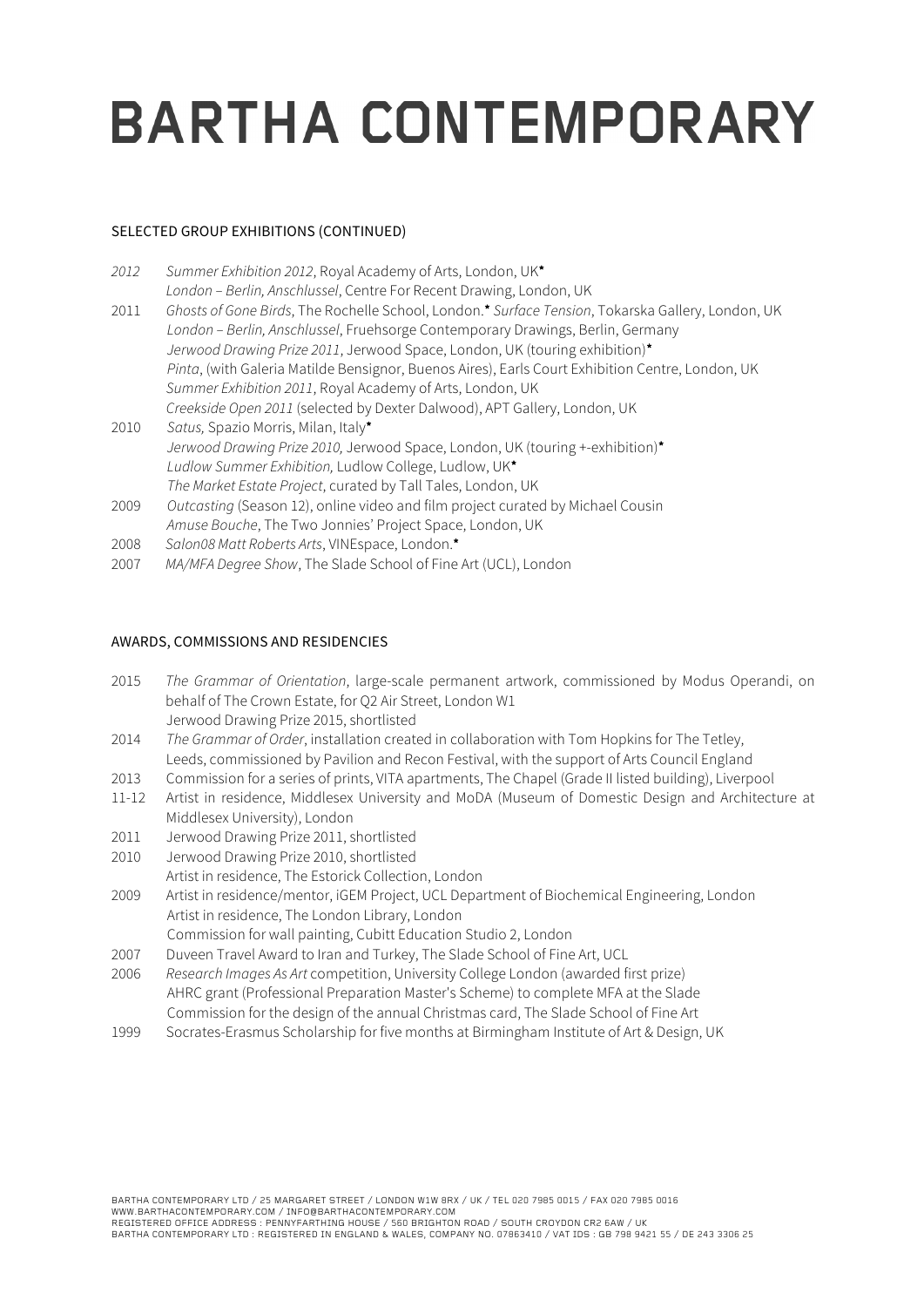# BARTHA CONTEMPORARY

SELECTED GROUP EXHIBITIONS (CONTINUED)

*2012* *Summer Exhibition 2012*, Royal Academy of Arts, London, UK*
*London – Berlin, Anschlussel*, Centre For Recent Drawing, London, UK

2011 *Ghosts of Gone Birds*, The Rochelle School, London.* *Surface Tension*, Tokarska Gallery, London, UK
*London – Berlin, Anschlussel*, Fruehsorge Contemporary Drawings, Berlin, Germany
*Jerwood Drawing Prize 2011*, Jerwood Space, London, UK (touring exhibition)*
*Pinta*, (with Galeria Matilde Bensignor, Buenos Aires), Earls Court Exhibition Centre, London, UK
*Summer Exhibition 2011*, Royal Academy of Arts, London, UK
*Creekside Open 2011* (selected by Dexter Dalwood), APT Gallery, London, UK

2010 *Satus,* Spazio Morris, Milan, Italy*
*Jerwood Drawing Prize 2010,* Jerwood Space, London, UK (touring +-exhibition)*
*Ludlow Summer Exhibition,* Ludlow College, Ludlow, UK*
*The Market Estate Project*, curated by Tall Tales, London, UK

2009 *Outcasting* (Season 12), online video and film project curated by Michael Cousin
*Amuse Bouche*, The Two Jonnies' Project Space, London, UK

2008 *Salon08 Matt Roberts Arts*, VINEspace, London.*

2007 *MA/MFA Degree Show*, The Slade School of Fine Art (UCL), London

AWARDS, COMMISSIONS AND RESIDENCIES

2015 *The Grammar of Orientation*, large-scale permanent artwork, commissioned by Modus Operandi, on behalf of The Crown Estate, for Q2 Air Street, London W1
Jerwood Drawing Prize 2015, shortlisted

2014 *The Grammar of Order*, installation created in collaboration with Tom Hopkins for The Tetley, Leeds, commissioned by Pavilion and Recon Festival, with the support of Arts Council England

2013 Commission for a series of prints, VITA apartments, The Chapel (Grade II listed building), Liverpool

11-12 Artist in residence, Middlesex University and MoDA (Museum of Domestic Design and Architecture at Middlesex University), London

2011 Jerwood Drawing Prize 2011, shortlisted

2010 Jerwood Drawing Prize 2010, shortlisted
Artist in residence, The Estorick Collection, London

2009 Artist in residence/mentor, iGEM Project, UCL Department of Biochemical Engineering, London
Artist in residence, The London Library, London
Commission for wall painting, Cubitt Education Studio 2, London

2007 Duveen Travel Award to Iran and Turkey, The Slade School of Fine Art, UCL

2006 *Research Images As Art* competition, University College London (awarded first prize)
AHRC grant (Professional Preparation Master's Scheme) to complete MFA at the Slade
Commission for the design of the annual Christmas card, The Slade School of Fine Art

1999 Socrates-Erasmus Scholarship for five months at Birmingham Institute of Art & Design, UK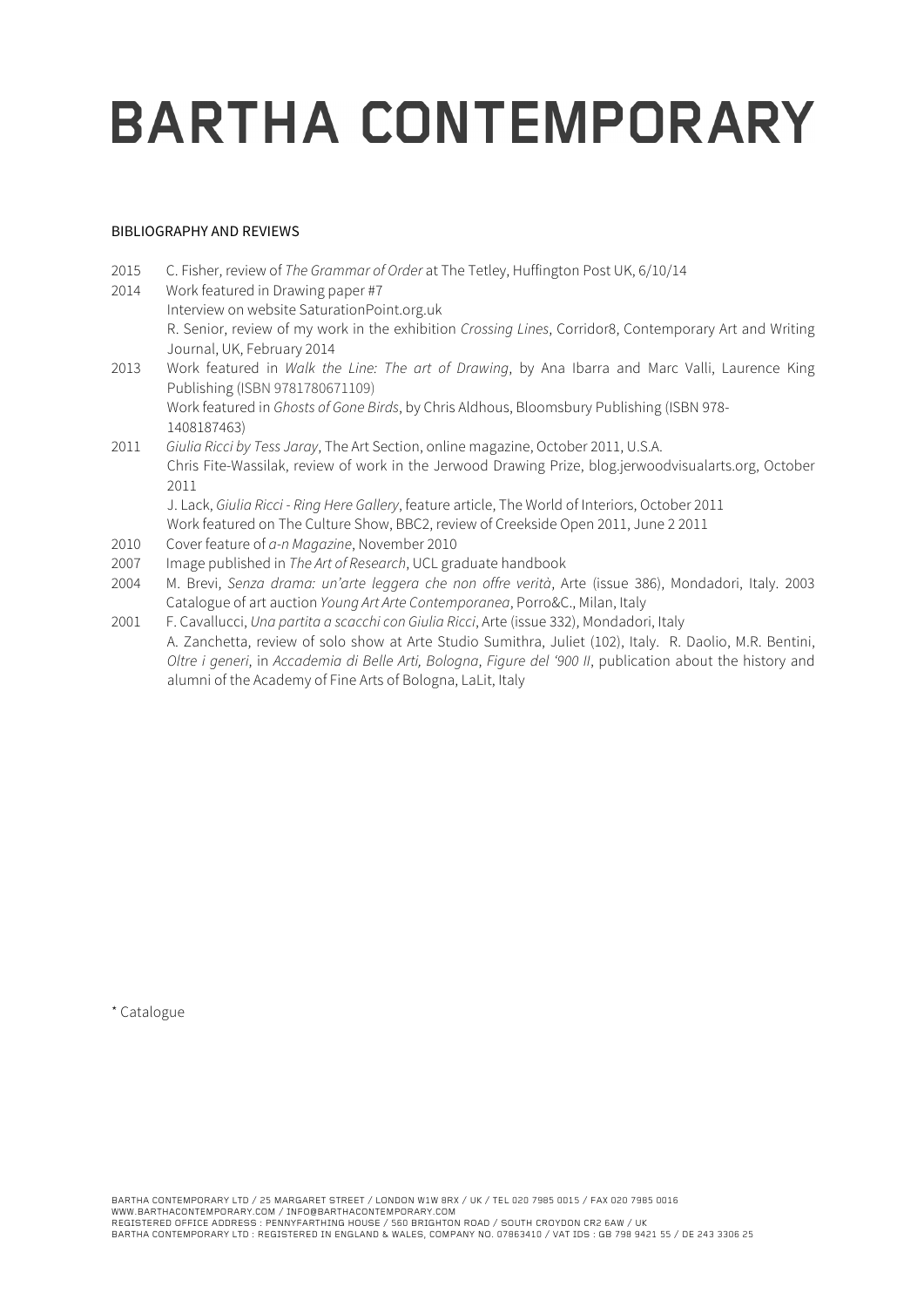# BARTHA CONTEMPORARY

BIBLIOGRAPHY AND REVIEWS

2015 C. Fisher, review of *The Grammar of Order* at The Tetley, Huffington Post UK, 6/10/14

2014 Work featured in Drawing paper #7
Interview on website SaturationPoint.org.uk
R. Senior, review of my work in the exhibition *Crossing Lines*, Corridor8, Contemporary Art and Writing Journal, UK, February 2014

2013 Work featured in *Walk the Line: The art of Drawing*, by Ana Ibarra and Marc Valli, Laurence King Publishing (ISBN 9781780671109)
Work featured in *Ghosts of Gone Birds*, by Chris Aldhous, Bloomsbury Publishing (ISBN 978-1408187463)

2011 *Giulia Ricci by Tess Jaray*, The Art Section, online magazine, October 2011, U.S.A.
Chris Fite-Wassilak, review of work in the Jerwood Drawing Prize, blog.jerwoodvisualarts.org, October 2011
J. Lack, *Giulia Ricci - Ring Here Gallery*, feature article, The World of Interiors, October 2011
Work featured on The Culture Show, BBC2, review of Creekside Open 2011, June 2 2011

2010 Cover feature of *a-n Magazine*, November 2010

2007 Image published in *The Art of Research*, UCL graduate handbook

2004 M. Brevi, *Senza drama: un'arte leggera che non offre verità*, Arte (issue 386), Mondadori, Italy. 2003 Catalogue of art auction *Young Art Arte Contemporanea*, Porro&C., Milan, Italy

2001 F. Cavallucci, *Una partita a scacchi con Giulia Ricci*, Arte (issue 332), Mondadori, Italy
A. Zanchetta, review of solo show at Arte Studio Sumithra, Juliet (102), Italy. R. Daolio, M.R. Bentini, *Oltre i generi*, in *Accademia di Belle Arti, Bologna*, *Figure del '900 II*, publication about the history and alumni of the Academy of Fine Arts of Bologna, LaLit, Italy

* Catalogue

BARTHA CONTEMPORARY LTD / 25 MARGARET STREET / LONDON W1W 8RX / UK / TEL 020 7985 0015 / FAX 020 7985 0016
WWW.BARTHACONTEMPORARY.COM / INFO@BARTHACONTEMPORARY.COM
REGISTERED OFFICE ADDRESS : PENNYFARTHING HOUSE / 560 BRIGHTON ROAD / SOUTH CROYDON CR2 6AW / UK
BARTHA CONTEMPORARY LTD : REGISTERED IN ENGLAND & WALES, COMPANY NO. 07863410 / VAT IDS : GB 798 9421 55 / DE 243 3306 25